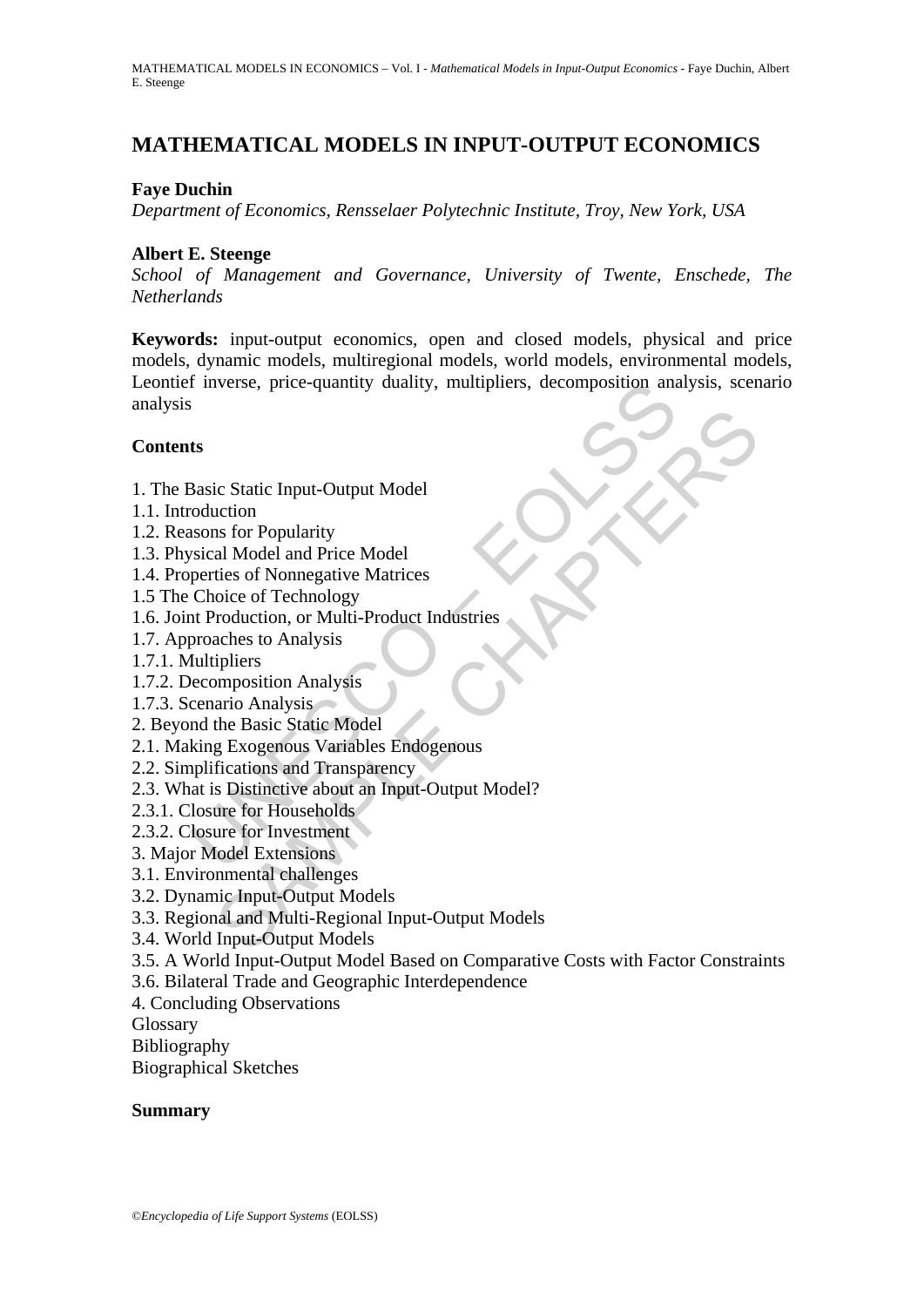# MATHEMATICAL MODELS IN INPUT-OUTPUT ECONOMICS

**Faye Duchin**

*Department of Economics, Rensselaer Polytechnic Institute, Troy, New York, USA*

**Albert E. Steenge**

*School of Management and Governance, University of Twente, Enschede, The Netherlands*

**Keywords:** input-output economics, open and closed models, physical and price models, dynamic models, multiregional models, world models, environmental models, Leontief inverse, price-quantity duality, multipliers, decomposition analysis, scenario analysis

## Contents

1. The Basic Static Input-Output Model
1.1. Introduction
1.2. Reasons for Popularity
1.3. Physical Model and Price Model
1.4. Properties of Nonnegative Matrices
1.5 The Choice of Technology
1.6. Joint Production, or Multi-Product Industries
1.7. Approaches to Analysis
1.7.1. Multipliers
1.7.2. Decomposition Analysis
1.7.3. Scenario Analysis
2. Beyond the Basic Static Model
2.1. Making Exogenous Variables Endogenous
2.2. Simplifications and Transparency
2.3. What is Distinctive about an Input-Output Model?
2.3.1. Closure for Households
2.3.2. Closure for Investment
3. Major Model Extensions
3.1. Environmental challenges
3.2. Dynamic Input-Output Models
3.3. Regional and Multi-Regional Input-Output Models
3.4. World Input-Output Models
3.5. A World Input-Output Model Based on Comparative Costs with Factor Constraints
3.6. Bilateral Trade and Geographic Interdependence
4. Concluding Observations
Glossary
Bibliography
Biographical Sketches

## Summary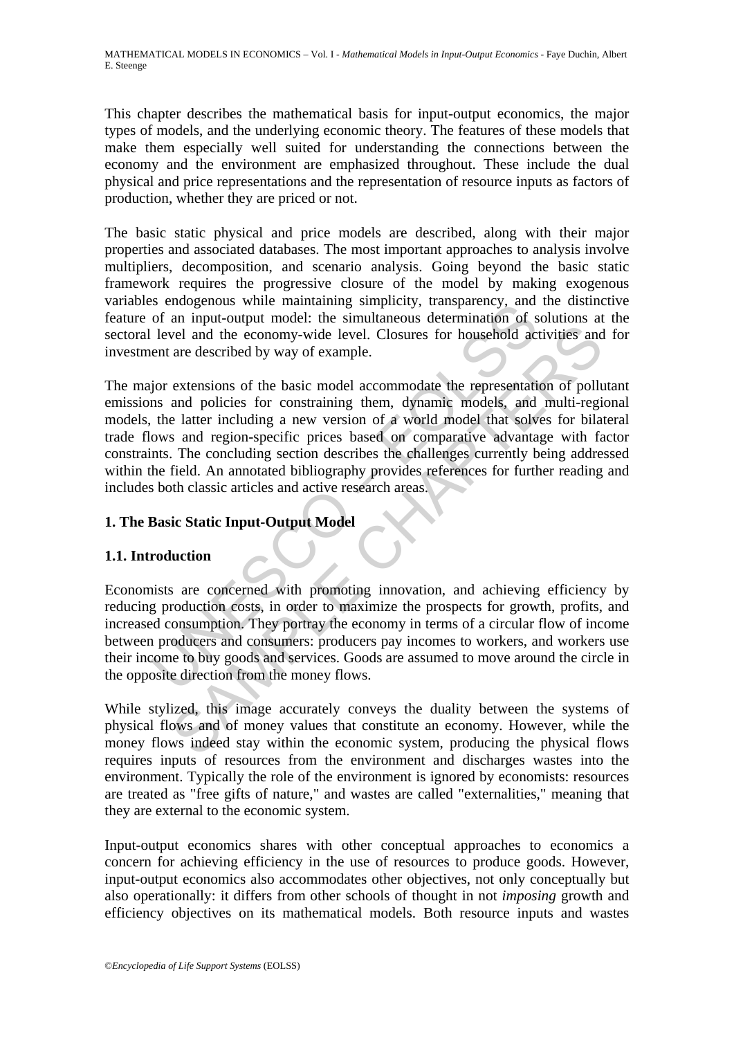This chapter describes the mathematical basis for input-output economics, the major types of models, and the underlying economic theory. The features of these models that make them especially well suited for understanding the connections between the economy and the environment are emphasized throughout. These include the dual physical and price representations and the representation of resource inputs as factors of production, whether they are priced or not.

The basic static physical and price models are described, along with their major properties and associated databases. The most important approaches to analysis involve multipliers, decomposition, and scenario analysis. Going beyond the basic static framework requires the progressive closure of the model by making exogenous variables endogenous while maintaining simplicity, transparency, and the distinctive feature of an input-output model: the simultaneous determination of solutions at the sectoral level and the economy-wide level. Closures for household activities and for investment are described by way of example.

The major extensions of the basic model accommodate the representation of pollutant emissions and policies for constraining them, dynamic models, and multi-regional models, the latter including a new version of a world model that solves for bilateral trade flows and region-specific prices based on comparative advantage with factor constraints. The concluding section describes the challenges currently being addressed within the field. An annotated bibliography provides references for further reading and includes both classic articles and active research areas.

## 1. The Basic Static Input-Output Model

### 1.1. Introduction

Economists are concerned with promoting innovation, and achieving efficiency by reducing production costs, in order to maximize the prospects for growth, profits, and increased consumption. They portray the economy in terms of a circular flow of income between producers and consumers: producers pay incomes to workers, and workers use their income to buy goods and services. Goods are assumed to move around the circle in the opposite direction from the money flows.

While stylized, this image accurately conveys the duality between the systems of physical flows and of money values that constitute an economy. However, while the money flows indeed stay within the economic system, producing the physical flows requires inputs of resources from the environment and discharges wastes into the environment. Typically the role of the environment is ignored by economists: resources are treated as "free gifts of nature," and wastes are called "externalities," meaning that they are external to the economic system.

Input-output economics shares with other conceptual approaches to economics a concern for achieving efficiency in the use of resources to produce goods. However, input-output economics also accommodates other objectives, not only conceptually but also operationally: it differs from other schools of thought in not *imposing* growth and efficiency objectives on its mathematical models. Both resource inputs and wastes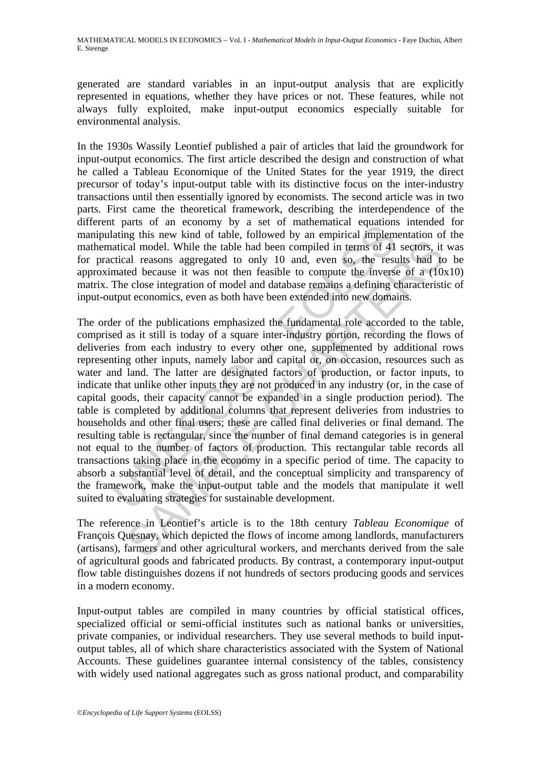generated are standard variables in an input-output analysis that are explicitly represented in equations, whether they have prices or not. These features, while not always fully exploited, make input-output economics especially suitable for environmental analysis.

In the 1930s Wassily Leontief published a pair of articles that laid the groundwork for input-output economics. The first article described the design and construction of what he called a Tableau Economique of the United States for the year 1919, the direct precursor of today's input-output table with its distinctive focus on the inter-industry transactions until then essentially ignored by economists. The second article was in two parts. First came the theoretical framework, describing the interdependence of the different parts of an economy by a set of mathematical equations intended for manipulating this new kind of table, followed by an empirical implementation of the mathematical model. While the table had been compiled in terms of 41 sectors, it was for practical reasons aggregated to only 10 and, even so, the results had to be approximated because it was not then feasible to compute the inverse of a (10x10) matrix. The close integration of model and database remains a defining characteristic of input-output economics, even as both have been extended into new domains.

The order of the publications emphasized the fundamental role accorded to the table, comprised as it still is today of a square inter-industry portion, recording the flows of deliveries from each industry to every other one, supplemented by additional rows representing other inputs, namely labor and capital or, on occasion, resources such as water and land. The latter are designated factors of production, or factor inputs, to indicate that unlike other inputs they are not produced in any industry (or, in the case of capital goods, their capacity cannot be expanded in a single production period). The table is completed by additional columns that represent deliveries from industries to households and other final users; these are called final deliveries or final demand. The resulting table is rectangular, since the number of final demand categories is in general not equal to the number of factors of production. This rectangular table records all transactions taking place in the economy in a specific period of time. The capacity to absorb a substantial level of detail, and the conceptual simplicity and transparency of the framework, make the input-output table and the models that manipulate it well suited to evaluating strategies for sustainable development.

The reference in Leontief's article is to the 18th century *Tableau Economique* of François Quesnay, which depicted the flows of income among landlords, manufacturers (artisans), farmers and other agricultural workers, and merchants derived from the sale of agricultural goods and fabricated products. By contrast, a contemporary input-output flow table distinguishes dozens if not hundreds of sectors producing goods and services in a modern economy.

Input-output tables are compiled in many countries by official statistical offices, specialized official or semi-official institutes such as national banks or universities, private companies, or individual researchers. They use several methods to build input-output tables, all of which share characteristics associated with the System of National Accounts. These guidelines guarantee internal consistency of the tables, consistency with widely used national aggregates such as gross national product, and comparability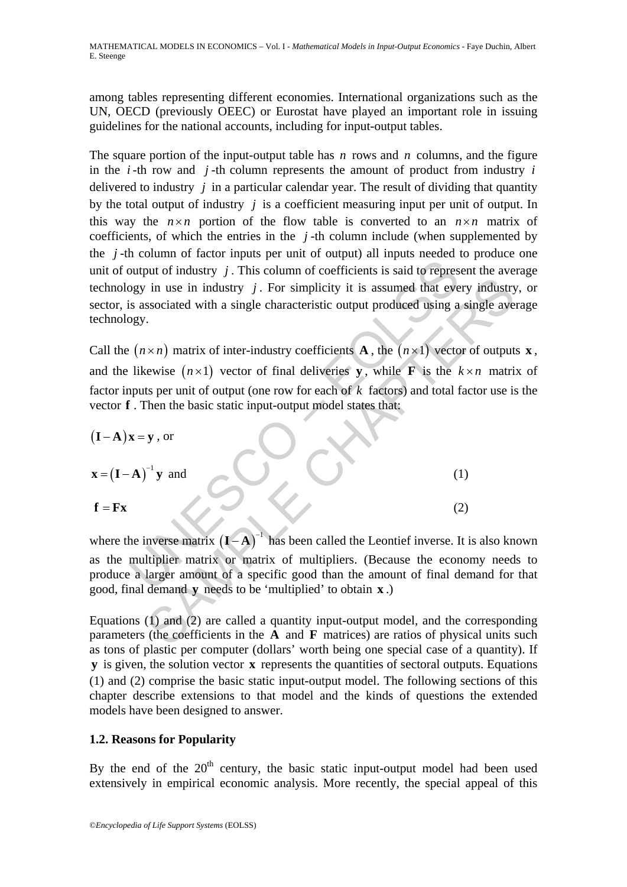among tables representing different economies. International organizations such as the UN, OECD (previously OEEC) or Eurostat have played an important role in issuing guidelines for the national accounts, including for input-output tables.

The square portion of the input-output table has $n$ rows and $n$ columns, and the figure in the $i$-th row and $j$-th column represents the amount of product from industry $i$ delivered to industry $j$ in a particular calendar year. The result of dividing that quantity by the total output of industry $j$ is a coefficient measuring input per unit of output. In this way the $n \times n$ portion of the flow table is converted to an $n \times n$ matrix of coefficients, of which the entries in the $j$-th column include (when supplemented by the $j$-th column of factor inputs per unit of output) all inputs needed to produce one unit of output of industry $j$. This column of coefficients is said to represent the average technology in use in industry $j$. For simplicity it is assumed that every industry, or sector, is associated with a single characteristic output produced using a single average technology.

Call the $(n \times n)$ matrix of inter-industry coefficients $\mathbf{A}$, the $(n \times 1)$ vector of outputs $\mathbf{x}$, and the likewise $(n \times 1)$ vector of final deliveries $\mathbf{y}$, while $\mathbf{F}$ is the $k \times n$ matrix of factor inputs per unit of output (one row for each of $k$ factors) and total factor use is the vector $\mathbf{f}$. Then the basic static input-output model states that:

$$(\mathbf{I} - \mathbf{A})\mathbf{x} = \mathbf{y}\text{, or}$$

$$\mathbf{x} = (\mathbf{I} - \mathbf{A})^{-1}\mathbf{y} \text{ and} \tag{1}$$

$$\mathbf{f} = \mathbf{F}\mathbf{x} \tag{2}$$

where the inverse matrix $(\mathbf{I} - \mathbf{A})^{-1}$ has been called the Leontief inverse. It is also known as the multiplier matrix or matrix of multipliers. (Because the economy needs to produce a larger amount of a specific good than the amount of final demand for that good, final demand $\mathbf{y}$ needs to be 'multiplied' to obtain $\mathbf{x}$.)

Equations (1) and (2) are called a quantity input-output model, and the corresponding parameters (the coefficients in the $\mathbf{A}$ and $\mathbf{F}$ matrices) are ratios of physical units such as tons of plastic per computer (dollars' worth being one special case of a quantity). If $\mathbf{y}$ is given, the solution vector $\mathbf{x}$ represents the quantities of sectoral outputs. Equations (1) and (2) comprise the basic static input-output model. The following sections of this chapter describe extensions to that model and the kinds of questions the extended models have been designed to answer.

### 1.2. Reasons for Popularity

By the end of the 20th century, the basic static input-output model had been used extensively in empirical economic analysis. More recently, the special appeal of this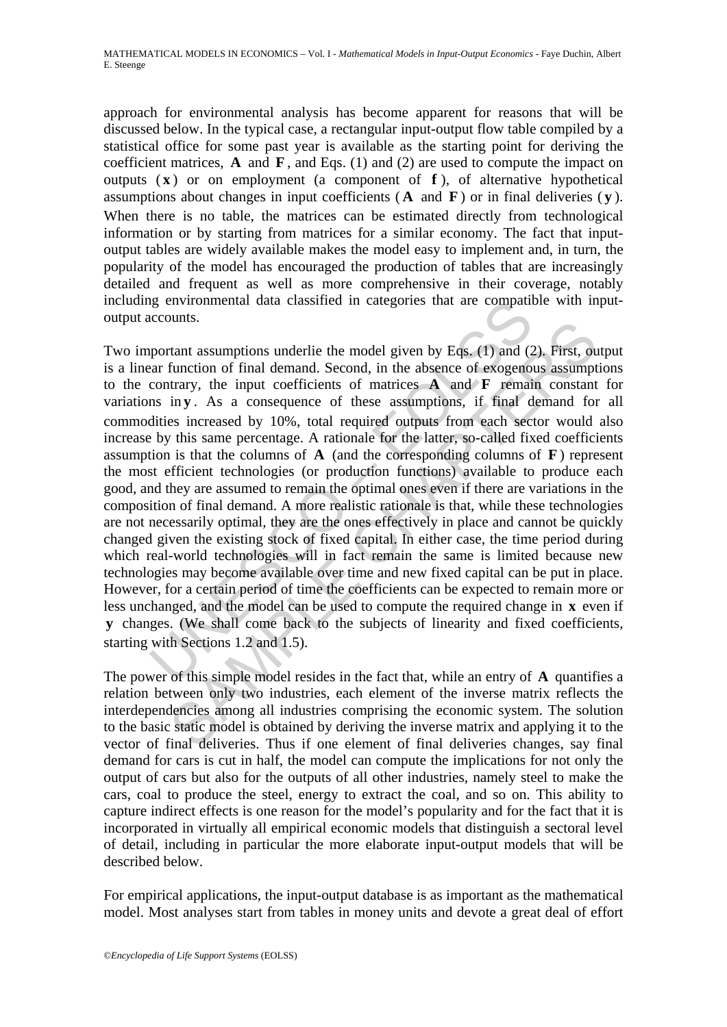approach for environmental analysis has become apparent for reasons that will be discussed below. In the typical case, a rectangular input-output flow table compiled by a statistical office for some past year is available as the starting point for deriving the coefficient matrices, $\mathbf{A}$ and $\mathbf{F}$, and Eqs. (1) and (2) are used to compute the impact on outputs ($\mathbf{x}$) or on employment (a component of $\mathbf{f}$), of alternative hypothetical assumptions about changes in input coefficients ($\mathbf{A}$ and $\mathbf{F}$) or in final deliveries ($\mathbf{y}$). When there is no table, the matrices can be estimated directly from technological information or by starting from matrices for a similar economy. The fact that input-output tables are widely available makes the model easy to implement and, in turn, the popularity of the model has encouraged the production of tables that are increasingly detailed and frequent as well as more comprehensive in their coverage, notably including environmental data classified in categories that are compatible with input-output accounts.

Two important assumptions underlie the model given by Eqs. (1) and (2). First, output is a linear function of final demand. Second, in the absence of exogenous assumptions to the contrary, the input coefficients of matrices $\mathbf{A}$ and $\mathbf{F}$ remain constant for variations in $\mathbf{y}$. As a consequence of these assumptions, if final demand for all commodities increased by 10%, total required outputs from each sector would also increase by this same percentage. A rationale for the latter, so-called fixed coefficients assumption is that the columns of $\mathbf{A}$ (and the corresponding columns of $\mathbf{F}$) represent the most efficient technologies (or production functions) available to produce each good, and they are assumed to remain the optimal ones even if there are variations in the composition of final demand. A more realistic rationale is that, while these technologies are not necessarily optimal, they are the ones effectively in place and cannot be quickly changed given the existing stock of fixed capital. In either case, the time period during which real-world technologies will in fact remain the same is limited because new technologies may become available over time and new fixed capital can be put in place. However, for a certain period of time the coefficients can be expected to remain more or less unchanged, and the model can be used to compute the required change in $\mathbf{x}$ even if $\mathbf{y}$ changes. (We shall come back to the subjects of linearity and fixed coefficients, starting with Sections 1.2 and 1.5).

The power of this simple model resides in the fact that, while an entry of $\mathbf{A}$ quantifies a relation between only two industries, each element of the inverse matrix reflects the interdependencies among all industries comprising the economic system. The solution to the basic static model is obtained by deriving the inverse matrix and applying it to the vector of final deliveries. Thus if one element of final deliveries changes, say final demand for cars is cut in half, the model can compute the implications for not only the output of cars but also for the outputs of all other industries, namely steel to make the cars, coal to produce the steel, energy to extract the coal, and so on. This ability to capture indirect effects is one reason for the model's popularity and for the fact that it is incorporated in virtually all empirical economic models that distinguish a sectoral level of detail, including in particular the more elaborate input-output models that will be described below.

For empirical applications, the input-output database is as important as the mathematical model. Most analyses start from tables in money units and devote a great deal of effort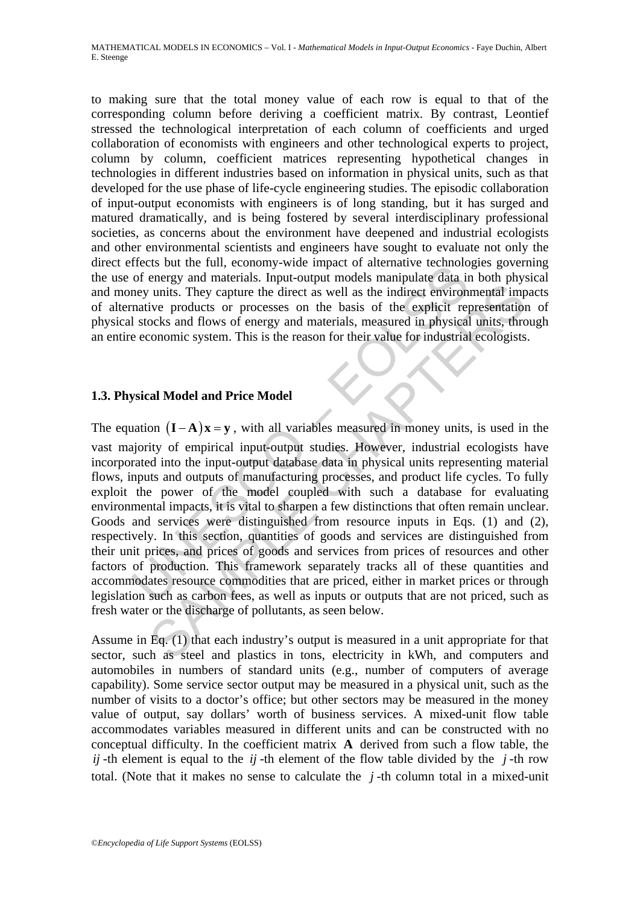to making sure that the total money value of each row is equal to that of the corresponding column before deriving a coefficient matrix. By contrast, Leontief stressed the technological interpretation of each column of coefficients and urged collaboration of economists with engineers and other technological experts to project, column by column, coefficient matrices representing hypothetical changes in technologies in different industries based on information in physical units, such as that developed for the use phase of life-cycle engineering studies. The episodic collaboration of input-output economists with engineers is of long standing, but it has surged and matured dramatically, and is being fostered by several interdisciplinary professional societies, as concerns about the environment have deepened and industrial ecologists and other environmental scientists and engineers have sought to evaluate not only the direct effects but the full, economy-wide impact of alternative technologies governing the use of energy and materials. Input-output models manipulate data in both physical and money units. They capture the direct as well as the indirect environmental impacts of alternative products or processes on the basis of the explicit representation of physical stocks and flows of energy and materials, measured in physical units, through an entire economic system. This is the reason for their value for industrial ecologists.

### 1.3. Physical Model and Price Model

The equation $(\mathbf{I}-\mathbf{A})\mathbf{x}=\mathbf{y}$, with all variables measured in money units, is used in the vast majority of empirical input-output studies. However, industrial ecologists have incorporated into the input-output database data in physical units representing material flows, inputs and outputs of manufacturing processes, and product life cycles. To fully exploit the power of the model coupled with such a database for evaluating environmental impacts, it is vital to sharpen a few distinctions that often remain unclear. Goods and services were distinguished from resource inputs in Eqs. (1) and (2), respectively. In this section, quantities of goods and services are distinguished from their unit prices, and prices of goods and services from prices of resources and other factors of production. This framework separately tracks all of these quantities and accommodates resource commodities that are priced, either in market prices or through legislation such as carbon fees, as well as inputs or outputs that are not priced, such as fresh water or the discharge of pollutants, as seen below.

Assume in Eq. (1) that each industry's output is measured in a unit appropriate for that sector, such as steel and plastics in tons, electricity in kWh, and computers and automobiles in numbers of standard units (e.g., number of computers of average capability). Some service sector output may be measured in a physical unit, such as the number of visits to a doctor's office; but other sectors may be measured in the money value of output, say dollars' worth of business services. A mixed-unit flow table accommodates variables measured in different units and can be constructed with no conceptual difficulty. In the coefficient matrix $\mathbf{A}$ derived from such a flow table, the $ij$-th element is equal to the $ij$-th element of the flow table divided by the $j$-th row total. (Note that it makes no sense to calculate the $j$-th column total in a mixed-unit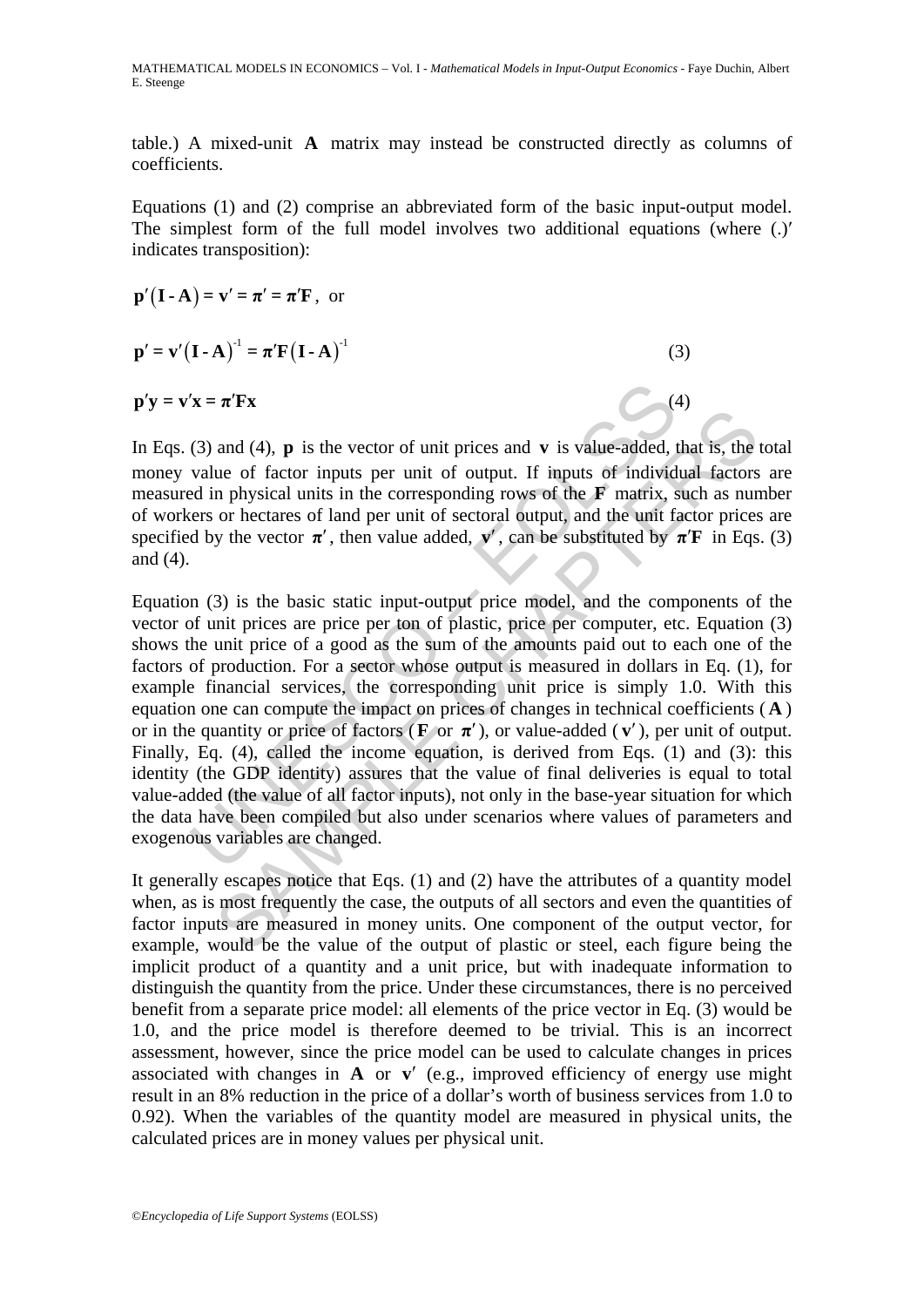table.) A mixed-unit $\mathbf{A}$ matrix may instead be constructed directly as columns of coefficients.

Equations (1) and (2) comprise an abbreviated form of the basic input-output model. The simplest form of the full model involves two additional equations (where $(.)'$ indicates transposition):

$$\mathbf{p}'(\mathbf{I} - \mathbf{A}) = \mathbf{v}' = \boldsymbol{\pi}' = \boldsymbol{\pi}'\mathbf{F}, \text{ or}$$

$$\mathbf{p}' = \mathbf{v}'(\mathbf{I} - \mathbf{A})^{-1} = \boldsymbol{\pi}'\mathbf{F}(\mathbf{I} - \mathbf{A})^{-1} \tag{3}$$

$$\mathbf{p}'\mathbf{y} = \mathbf{v}'\mathbf{x} = \boldsymbol{\pi}'\mathbf{F}\mathbf{x} \tag{4}$$

In Eqs. (3) and (4), $\mathbf{p}$ is the vector of unit prices and $\mathbf{v}$ is value-added, that is, the total money value of factor inputs per unit of output. If inputs of individual factors are measured in physical units in the corresponding rows of the $\mathbf{F}$ matrix, such as number of workers or hectares of land per unit of sectoral output, and the unit factor prices are specified by the vector $\boldsymbol{\pi}'$, then value added, $\mathbf{v}'$, can be substituted by $\boldsymbol{\pi}'\mathbf{F}$ in Eqs. (3) and (4).

Equation (3) is the basic static input-output price model, and the components of the vector of unit prices are price per ton of plastic, price per computer, etc. Equation (3) shows the unit price of a good as the sum of the amounts paid out to each one of the factors of production. For a sector whose output is measured in dollars in Eq. (1), for example financial services, the corresponding unit price is simply 1.0. With this equation one can compute the impact on prices of changes in technical coefficients ($\mathbf{A}$) or in the quantity or price of factors ($\mathbf{F}$ or $\boldsymbol{\pi}'$), or value-added ($\mathbf{v}'$), per unit of output. Finally, Eq. (4), called the income equation, is derived from Eqs. (1) and (3): this identity (the GDP identity) assures that the value of final deliveries is equal to total value-added (the value of all factor inputs), not only in the base-year situation for which the data have been compiled but also under scenarios where values of parameters and exogenous variables are changed.

It generally escapes notice that Eqs. (1) and (2) have the attributes of a quantity model when, as is most frequently the case, the outputs of all sectors and even the quantities of factor inputs are measured in money units. One component of the output vector, for example, would be the value of the output of plastic or steel, each figure being the implicit product of a quantity and a unit price, but with inadequate information to distinguish the quantity from the price. Under these circumstances, there is no perceived benefit from a separate price model: all elements of the price vector in Eq. (3) would be 1.0, and the price model is therefore deemed to be trivial. This is an incorrect assessment, however, since the price model can be used to calculate changes in prices associated with changes in $\mathbf{A}$ or $\mathbf{v}'$ (e.g., improved efficiency of energy use might result in an 8% reduction in the price of a dollar's worth of business services from 1.0 to 0.92). When the variables of the quantity model are measured in physical units, the calculated prices are in money values per physical unit.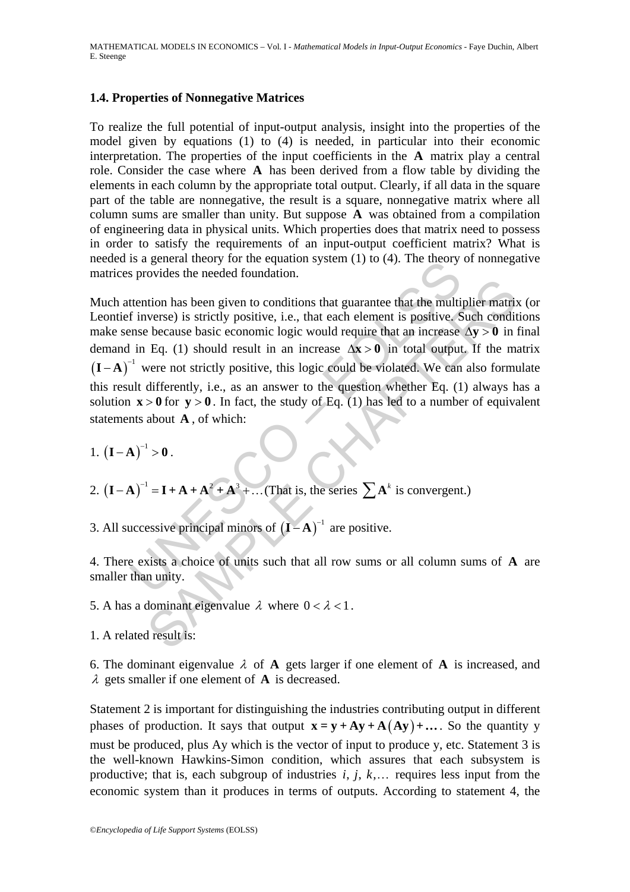### 1.4. Properties of Nonnegative Matrices

To realize the full potential of input-output analysis, insight into the properties of the model given by equations (1) to (4) is needed, in particular into their economic interpretation. The properties of the input coefficients in the $\mathbf{A}$ matrix play a central role. Consider the case where $\mathbf{A}$ has been derived from a flow table by dividing the elements in each column by the appropriate total output. Clearly, if all data in the square part of the table are nonnegative, the result is a square, nonnegative matrix where all column sums are smaller than unity. But suppose $\mathbf{A}$ was obtained from a compilation of engineering data in physical units. Which properties does that matrix need to possess in order to satisfy the requirements of an input-output coefficient matrix? What is needed is a general theory for the equation system (1) to (4). The theory of nonnegative matrices provides the needed foundation.

Much attention has been given to conditions that guarantee that the multiplier matrix (or Leontief inverse) is strictly positive, i.e., that each element is positive. Such conditions make sense because basic economic logic would require that an increase $\Delta\mathbf{y} > \mathbf{0}$ in final demand in Eq. (1) should result in an increase $\Delta\mathbf{x} > \mathbf{0}$ in total output. If the matrix $(\mathbf{I} - \mathbf{A})^{-1}$ were not strictly positive, this logic could be violated. We can also formulate this result differently, i.e., as an answer to the question whether Eq. (1) always has a solution $\mathbf{x} > \mathbf{0}$ for $\mathbf{y} > \mathbf{0}$. In fact, the study of Eq. (1) has led to a number of equivalent statements about $\mathbf{A}$, of which:

1. $(\mathbf{I} - \mathbf{A})^{-1} > \mathbf{0}$.

2. $(\mathbf{I} - \mathbf{A})^{-1} = \mathbf{I} + \mathbf{A} + \mathbf{A}^2 + \mathbf{A}^3 + \ldots$ (That is, the series $\sum \mathbf{A}^k$ is convergent.)

3. All successive principal minors of $(\mathbf{I} - \mathbf{A})^{-1}$ are positive.

4. There exists a choice of units such that all row sums or all column sums of $\mathbf{A}$ are smaller than unity.

5. A has a dominant eigenvalue $\lambda$ where $0 < \lambda < 1$.

1. A related result is:

6. The dominant eigenvalue $\lambda$ of $\mathbf{A}$ gets larger if one element of $\mathbf{A}$ is increased, and $\lambda$ gets smaller if one element of $\mathbf{A}$ is decreased.

Statement 2 is important for distinguishing the industries contributing output in different phases of production. It says that output $\mathbf{x} = \mathbf{y} + \mathbf{A}\mathbf{y} + \mathbf{A}(\mathbf{A}\mathbf{y}) + \ldots$. So the quantity y must be produced, plus Ay which is the vector of input to produce y, etc. Statement 3 is the well-known Hawkins-Simon condition, which assures that each subsystem is productive; that is, each subgroup of industries $i$, $j$, $k$,… requires less input from the economic system than it produces in terms of outputs. According to statement 4, the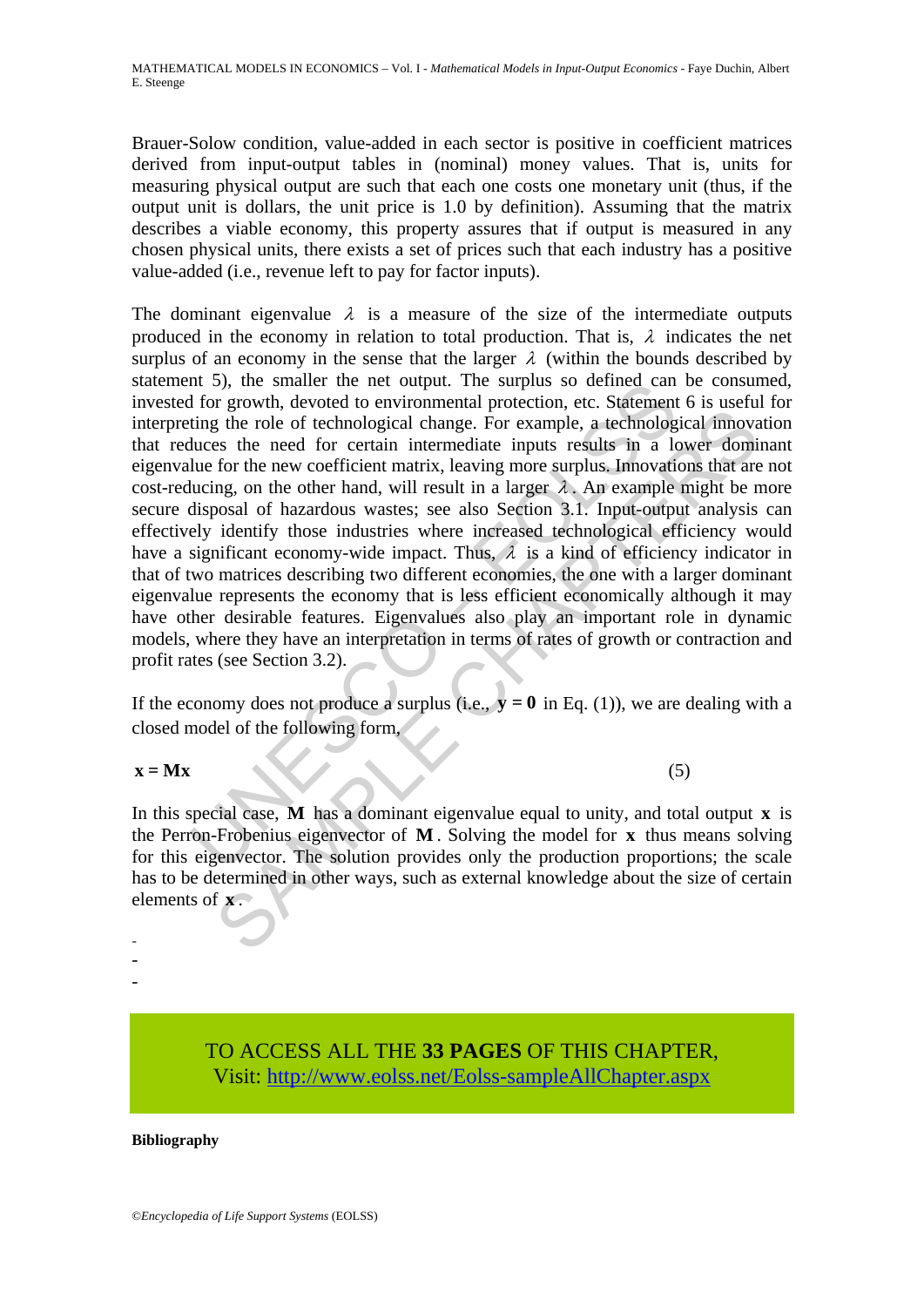Brauer-Solow condition, value-added in each sector is positive in coefficient matrices derived from input-output tables in (nominal) money values. That is, units for measuring physical output are such that each one costs one monetary unit (thus, if the output unit is dollars, the unit price is 1.0 by definition). Assuming that the matrix describes a viable economy, this property assures that if output is measured in any chosen physical units, there exists a set of prices such that each industry has a positive value-added (i.e., revenue left to pay for factor inputs).

The dominant eigenvalue $\lambda$ is a measure of the size of the intermediate outputs produced in the economy in relation to total production. That is, $\lambda$ indicates the net surplus of an economy in the sense that the larger $\lambda$ (within the bounds described by statement 5), the smaller the net output. The surplus so defined can be consumed, invested for growth, devoted to environmental protection, etc. Statement 6 is useful for interpreting the role of technological change. For example, a technological innovation that reduces the need for certain intermediate inputs results in a lower dominant eigenvalue for the new coefficient matrix, leaving more surplus. Innovations that are not cost-reducing, on the other hand, will result in a larger $\lambda$. An example might be more secure disposal of hazardous wastes; see also Section 3.1. Input-output analysis can effectively identify those industries where increased technological efficiency would have a significant economy-wide impact. Thus, $\lambda$ is a kind of efficiency indicator in that of two matrices describing two different economies, the one with a larger dominant eigenvalue represents the economy that is less efficient economically although it may have other desirable features. Eigenvalues also play an important role in dynamic models, where they have an interpretation in terms of rates of growth or contraction and profit rates (see Section 3.2).

If the economy does not produce a surplus (i.e., $\mathbf{y} = \mathbf{0}$ in Eq. (1)), we are dealing with a closed model of the following form,

$$\mathbf{x} = \mathbf{M}\mathbf{x} \tag{5}$$

In this special case, $\mathbf{M}$ has a dominant eigenvalue equal to unity, and total output $\mathbf{x}$ is the Perron-Frobenius eigenvector of $\mathbf{M}$. Solving the model for $\mathbf{x}$ thus means solving for this eigenvector. The solution provides only the production proportions; the scale has to be determined in other ways, such as external knowledge about the size of certain elements of $\mathbf{x}$.

-
-
-

TO ACCESS ALL THE **33 PAGES** OF THIS CHAPTER,
Visit: http://www.eolss.net/Eolss-sampleAllChapter.aspx

**Bibliography**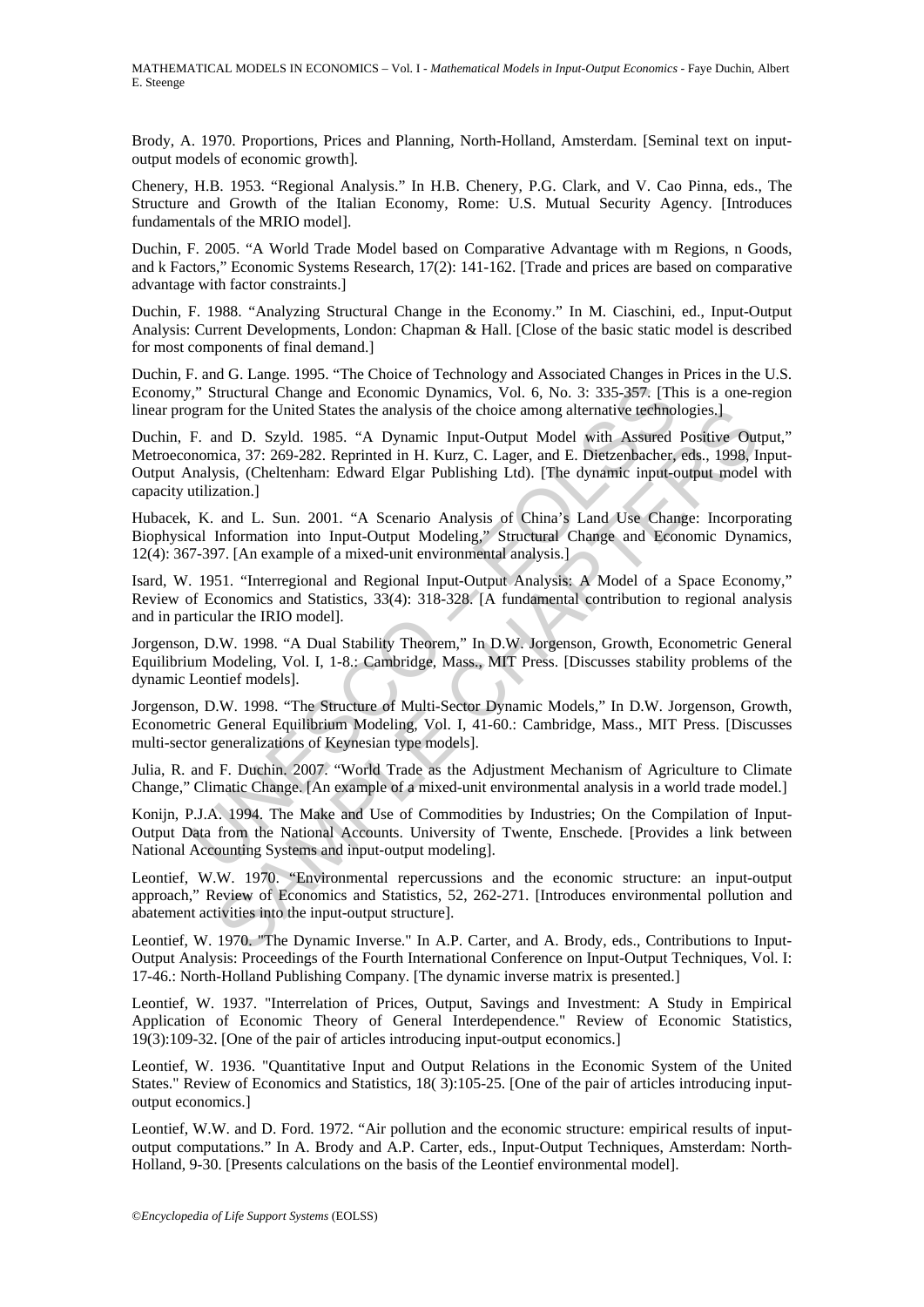Brody, A. 1970. Proportions, Prices and Planning, North-Holland, Amsterdam. [Seminal text on input-output models of economic growth].

Chenery, H.B. 1953. "Regional Analysis." In H.B. Chenery, P.G. Clark, and V. Cao Pinna, eds., The Structure and Growth of the Italian Economy, Rome: U.S. Mutual Security Agency. [Introduces fundamentals of the MRIO model].

Duchin, F. 2005. "A World Trade Model based on Comparative Advantage with m Regions, n Goods, and k Factors," Economic Systems Research, 17(2): 141-162. [Trade and prices are based on comparative advantage with factor constraints.]

Duchin, F. 1988. "Analyzing Structural Change in the Economy." In M. Ciaschini, ed., Input-Output Analysis: Current Developments, London: Chapman & Hall. [Close of the basic static model is described for most components of final demand.]

Duchin, F. and G. Lange. 1995. "The Choice of Technology and Associated Changes in Prices in the U.S. Economy," Structural Change and Economic Dynamics, Vol. 6, No. 3: 335-357. [This is a one-region linear program for the United States the analysis of the choice among alternative technologies.]

Duchin, F. and D. Szyld. 1985. "A Dynamic Input-Output Model with Assured Positive Output," Metroeconomica, 37: 269-282. Reprinted in H. Kurz, C. Lager, and E. Dietzenbacher, eds., 1998, Input-Output Analysis, (Cheltenham: Edward Elgar Publishing Ltd). [The dynamic input-output model with capacity utilization.]

Hubacek, K. and L. Sun. 2001. "A Scenario Analysis of China's Land Use Change: Incorporating Biophysical Information into Input-Output Modeling," Structural Change and Economic Dynamics, 12(4): 367-397. [An example of a mixed-unit environmental analysis.]

Isard, W. 1951. "Interregional and Regional Input-Output Analysis: A Model of a Space Economy," Review of Economics and Statistics, 33(4): 318-328. [A fundamental contribution to regional analysis and in particular the IRIO model].

Jorgenson, D.W. 1998. "A Dual Stability Theorem," In D.W. Jorgenson, Growth, Econometric General Equilibrium Modeling, Vol. I, 1-8.: Cambridge, Mass., MIT Press. [Discusses stability problems of the dynamic Leontief models].

Jorgenson, D.W. 1998. "The Structure of Multi-Sector Dynamic Models," In D.W. Jorgenson, Growth, Econometric General Equilibrium Modeling, Vol. I, 41-60.: Cambridge, Mass., MIT Press. [Discusses multi-sector generalizations of Keynesian type models].

Julia, R. and F. Duchin. 2007. "World Trade as the Adjustment Mechanism of Agriculture to Climate Change," Climatic Change. [An example of a mixed-unit environmental analysis in a world trade model.]

Konijn, P.J.A. 1994. The Make and Use of Commodities by Industries; On the Compilation of Input-Output Data from the National Accounts. University of Twente, Enschede. [Provides a link between National Accounting Systems and input-output modeling].

Leontief, W.W. 1970. "Environmental repercussions and the economic structure: an input-output approach," Review of Economics and Statistics, 52, 262-271. [Introduces environmental pollution and abatement activities into the input-output structure].

Leontief, W. 1970. "The Dynamic Inverse." In A.P. Carter, and A. Brody, eds., Contributions to Input-Output Analysis: Proceedings of the Fourth International Conference on Input-Output Techniques, Vol. I: 17-46.: North-Holland Publishing Company. [The dynamic inverse matrix is presented.]

Leontief, W. 1937. "Interrelation of Prices, Output, Savings and Investment: A Study in Empirical Application of Economic Theory of General Interdependence." Review of Economic Statistics, 19(3):109-32. [One of the pair of articles introducing input-output economics.]

Leontief, W. 1936. "Quantitative Input and Output Relations in the Economic System of the United States." Review of Economics and Statistics, 18( 3):105-25. [One of the pair of articles introducing input-output economics.]

Leontief, W.W. and D. Ford. 1972. "Air pollution and the economic structure: empirical results of input-output computations." In A. Brody and A.P. Carter, eds., Input-Output Techniques, Amsterdam: North-Holland, 9-30. [Presents calculations on the basis of the Leontief environmental model].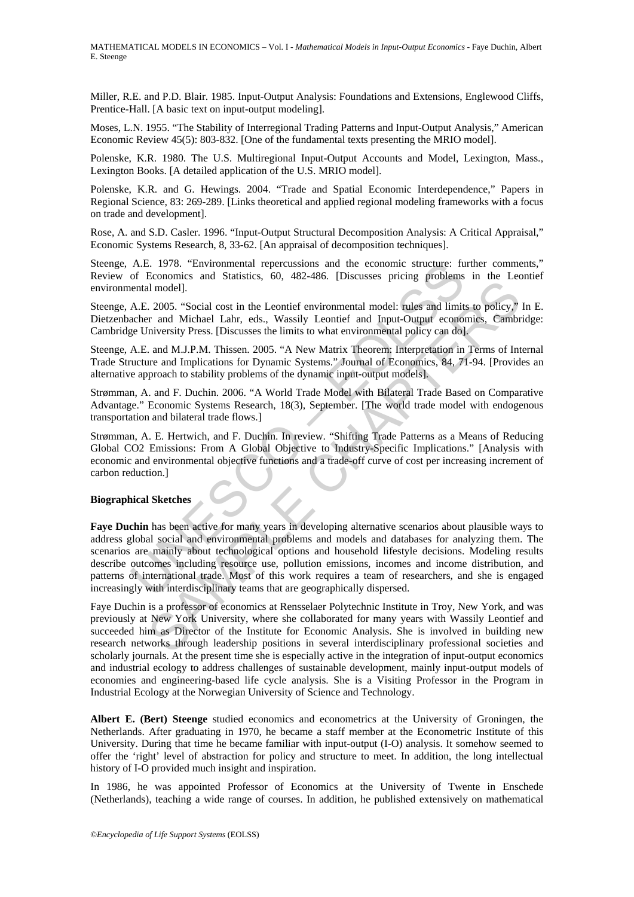Miller, R.E. and P.D. Blair. 1985. Input-Output Analysis: Foundations and Extensions, Englewood Cliffs, Prentice-Hall. [A basic text on input-output modeling].

Moses, L.N. 1955. "The Stability of Interregional Trading Patterns and Input-Output Analysis," American Economic Review 45(5): 803-832. [One of the fundamental texts presenting the MRIO model].

Polenske, K.R. 1980. The U.S. Multiregional Input-Output Accounts and Model, Lexington, Mass., Lexington Books. [A detailed application of the U.S. MRIO model].

Polenske, K.R. and G. Hewings. 2004. "Trade and Spatial Economic Interdependence," Papers in Regional Science, 83: 269-289. [Links theoretical and applied regional modeling frameworks with a focus on trade and development].

Rose, A. and S.D. Casler. 1996. "Input-Output Structural Decomposition Analysis: A Critical Appraisal," Economic Systems Research, 8, 33-62. [An appraisal of decomposition techniques].

Steenge, A.E. 1978. "Environmental repercussions and the economic structure: further comments," Review of Economics and Statistics, 60, 482-486. [Discusses pricing problems in the Leontief environmental model].

Steenge, A.E. 2005. "Social cost in the Leontief environmental model: rules and limits to policy," In E. Dietzenbacher and Michael Lahr, eds., Wassily Leontief and Input-Output economics, Cambridge: Cambridge University Press. [Discusses the limits to what environmental policy can do].

Steenge, A.E. and M.J.P.M. Thissen. 2005. "A New Matrix Theorem: Interpretation in Terms of Internal Trade Structure and Implications for Dynamic Systems." Journal of Economics, 84, 71-94. [Provides an alternative approach to stability problems of the dynamic input-output models].

Strømman, A. and F. Duchin. 2006. "A World Trade Model with Bilateral Trade Based on Comparative Advantage." Economic Systems Research, 18(3), September. [The world trade model with endogenous transportation and bilateral trade flows.]

Strømman, A. E. Hertwich, and F. Duchin. In review. "Shifting Trade Patterns as a Means of Reducing Global CO2 Emissions: From A Global Objective to Industry-Specific Implications." [Analysis with economic and environmental objective functions and a trade-off curve of cost per increasing increment of carbon reduction.]

**Biographical Sketches**

**Faye Duchin** has been active for many years in developing alternative scenarios about plausible ways to address global social and environmental problems and models and databases for analyzing them. The scenarios are mainly about technological options and household lifestyle decisions. Modeling results describe outcomes including resource use, pollution emissions, incomes and income distribution, and patterns of international trade. Most of this work requires a team of researchers, and she is engaged increasingly with interdisciplinary teams that are geographically dispersed.

Faye Duchin is a professor of economics at Rensselaer Polytechnic Institute in Troy, New York, and was previously at New York University, where she collaborated for many years with Wassily Leontief and succeeded him as Director of the Institute for Economic Analysis. She is involved in building new research networks through leadership positions in several interdisciplinary professional societies and scholarly journals. At the present time she is especially active in the integration of input-output economics and industrial ecology to address challenges of sustainable development, mainly input-output models of economies and engineering-based life cycle analysis. She is a Visiting Professor in the Program in Industrial Ecology at the Norwegian University of Science and Technology.

**Albert E. (Bert) Steenge** studied economics and econometrics at the University of Groningen, the Netherlands. After graduating in 1970, he became a staff member at the Econometric Institute of this University. During that time he became familiar with input-output (I-O) analysis. It somehow seemed to offer the 'right' level of abstraction for policy and structure to meet. In addition, the long intellectual history of I-O provided much insight and inspiration.

In 1986, he was appointed Professor of Economics at the University of Twente in Enschede (Netherlands), teaching a wide range of courses. In addition, he published extensively on mathematical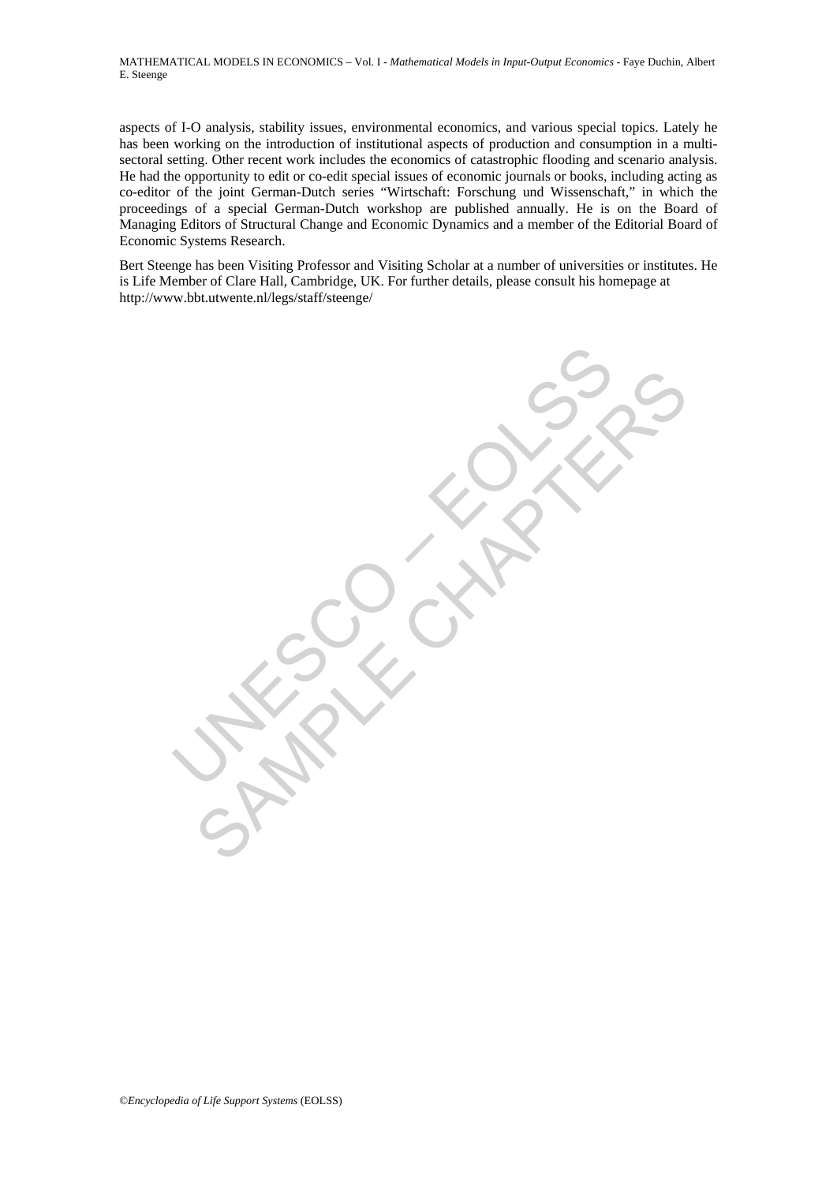aspects of I-O analysis, stability issues, environmental economics, and various special topics. Lately he has been working on the introduction of institutional aspects of production and consumption in a multi-sectoral setting. Other recent work includes the economics of catastrophic flooding and scenario analysis. He had the opportunity to edit or co-edit special issues of economic journals or books, including acting as co-editor of the joint German-Dutch series "Wirtschaft: Forschung und Wissenschaft," in which the proceedings of a special German-Dutch workshop are published annually. He is on the Board of Managing Editors of Structural Change and Economic Dynamics and a member of the Editorial Board of Economic Systems Research.

Bert Steenge has been Visiting Professor and Visiting Scholar at a number of universities or institutes. He is Life Member of Clare Hall, Cambridge, UK. For further details, please consult his homepage at http://www.bbt.utwente.nl/legs/staff/steenge/